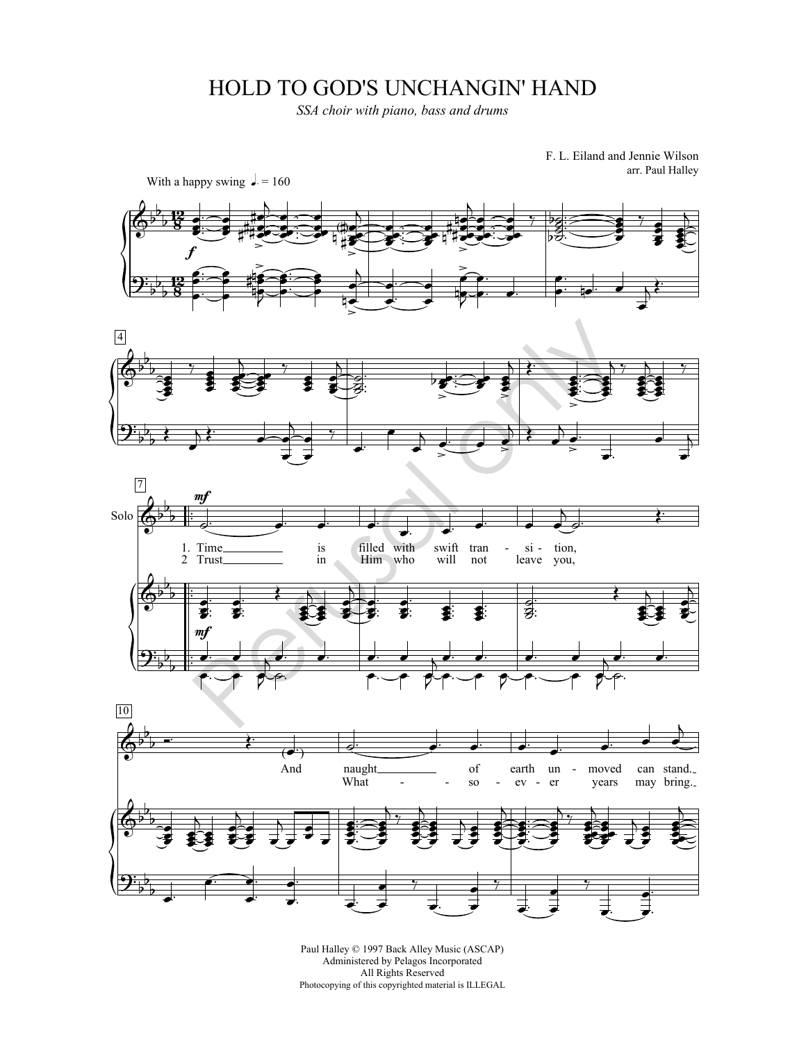# HOLD TO GOD'S UNCHANGIN' HAND

*SSA choir with piano, bass and drums*

F. L. Eiland and Jennie Wilson
arr. Paul Halley

With a happy swing ♩. = 160

Solo

1. Time is filled with swift tran - si - tion,
2. Trust in Him who will not leave you,

And naught of earth un - moved can stand.
What - so - ev - er years may bring.

Paul Halley © 1997 Back Alley Music (ASCAP)
Administered by Pelagos Incorporated
All Rights Reserved
Photocopying of this copyrighted material is ILLEGAL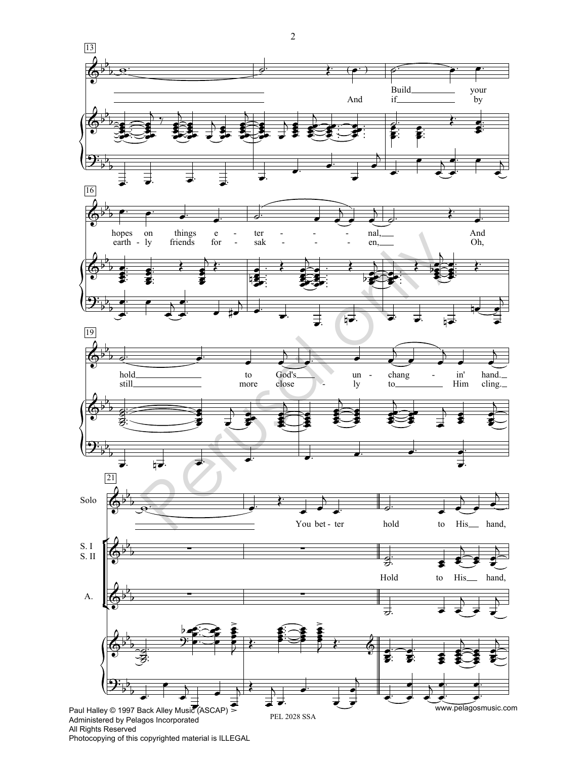13

And Build your
if by

16

hopes on things e - ter - - - - nal, And
earth - ly friends for - sak - - - - en, Oh,

19

hold to God's un - chang - in' hand.
still more close - ly to Him cling.

21

Solo

You bet - ter hold to His hand,

S. I
S. II

Hold to His hand,

A.

Paul Halley © 1997 Back Alley Music (ASCAP)
Administered by Pelagos Incorporated
All Rights Reserved
Photocopying of this copyrighted material is ILLEGAL

PEL 2028 SSA

www.pelagosmusic.com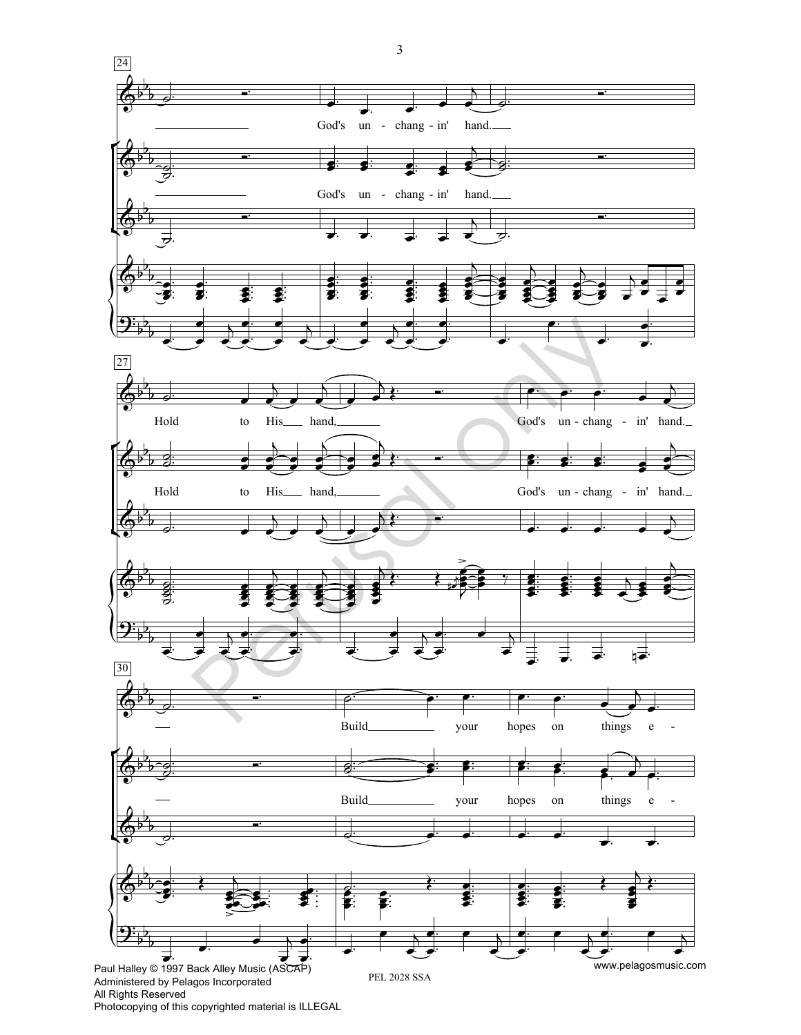God's un - chang - in' hand.

Hold to His hand,

God's un - chang - in' hand.

Build your hopes on things e -

Paul Halley © 1997 Back Alley Music (ASCAP)
Administered by Pelagos Incorporated
All Rights Reserved
Photocopying of this copyrighted material is ILLEGAL

PEL 2028 SSA

www.pelagosmusic.com